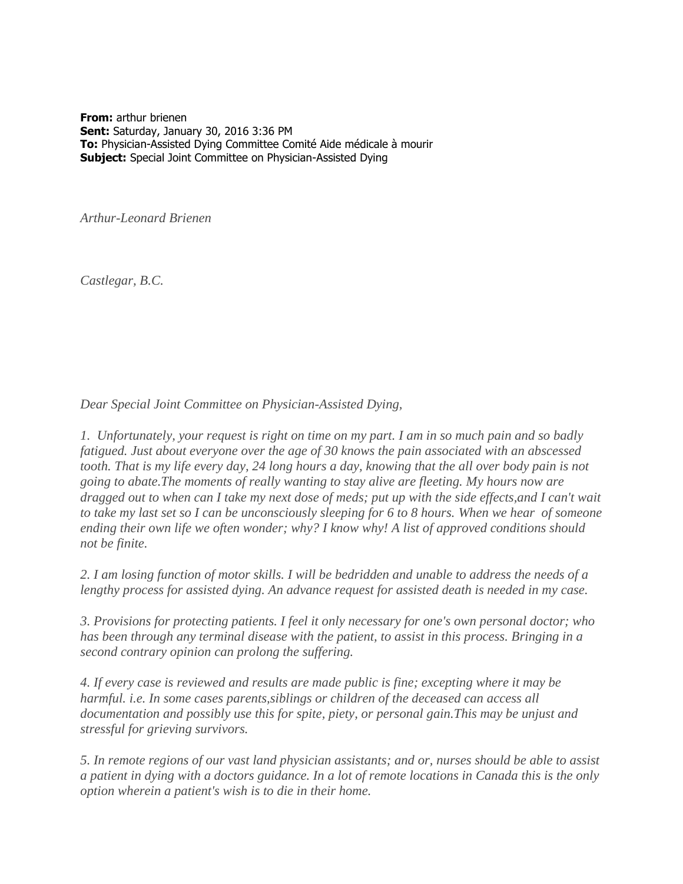**From:** arthur brienen
**Sent:** Saturday, January 30, 2016 3:36 PM
**To:** Physician-Assisted Dying Committee Comité Aide médicale à mourir
**Subject:** Special Joint Committee on Physician-Assisted Dying

*Arthur-Leonard Brienen*

*Castlegar, B.C.*

*Dear Special Joint Committee on Physician-Assisted Dying,*

*1. Unfortunately, your request is right on time on my part. I am in so much pain and so badly fatigued. Just about everyone over the age of 30 knows the pain associated with an abscessed tooth. That is my life every day, 24 long hours a day, knowing that the all over body pain is not going to abate.The moments of really wanting to stay alive are fleeting. My hours now are dragged out to when can I take my next dose of meds; put up with the side effects,and I can't wait to take my last set so I can be unconsciously sleeping for 6 to 8 hours. When we hear of someone ending their own life we often wonder; why? I know why! A list of approved conditions should not be finite.*

*2. I am losing function of motor skills. I will be bedridden and unable to address the needs of a lengthy process for assisted dying. An advance request for assisted death is needed in my case.*

*3. Provisions for protecting patients. I feel it only necessary for one's own personal doctor; who has been through any terminal disease with the patient, to assist in this process. Bringing in a second contrary opinion can prolong the suffering.*

*4. If every case is reviewed and results are made public is fine; excepting where it may be harmful. i.e. In some cases parents,siblings or children of the deceased can access all documentation and possibly use this for spite, piety, or personal gain.This may be unjust and stressful for grieving survivors.*

*5. In remote regions of our vast land physician assistants; and or, nurses should be able to assist a patient in dying with a doctors guidance. In a lot of remote locations in Canada this is the only option wherein a patient's wish is to die in their home.*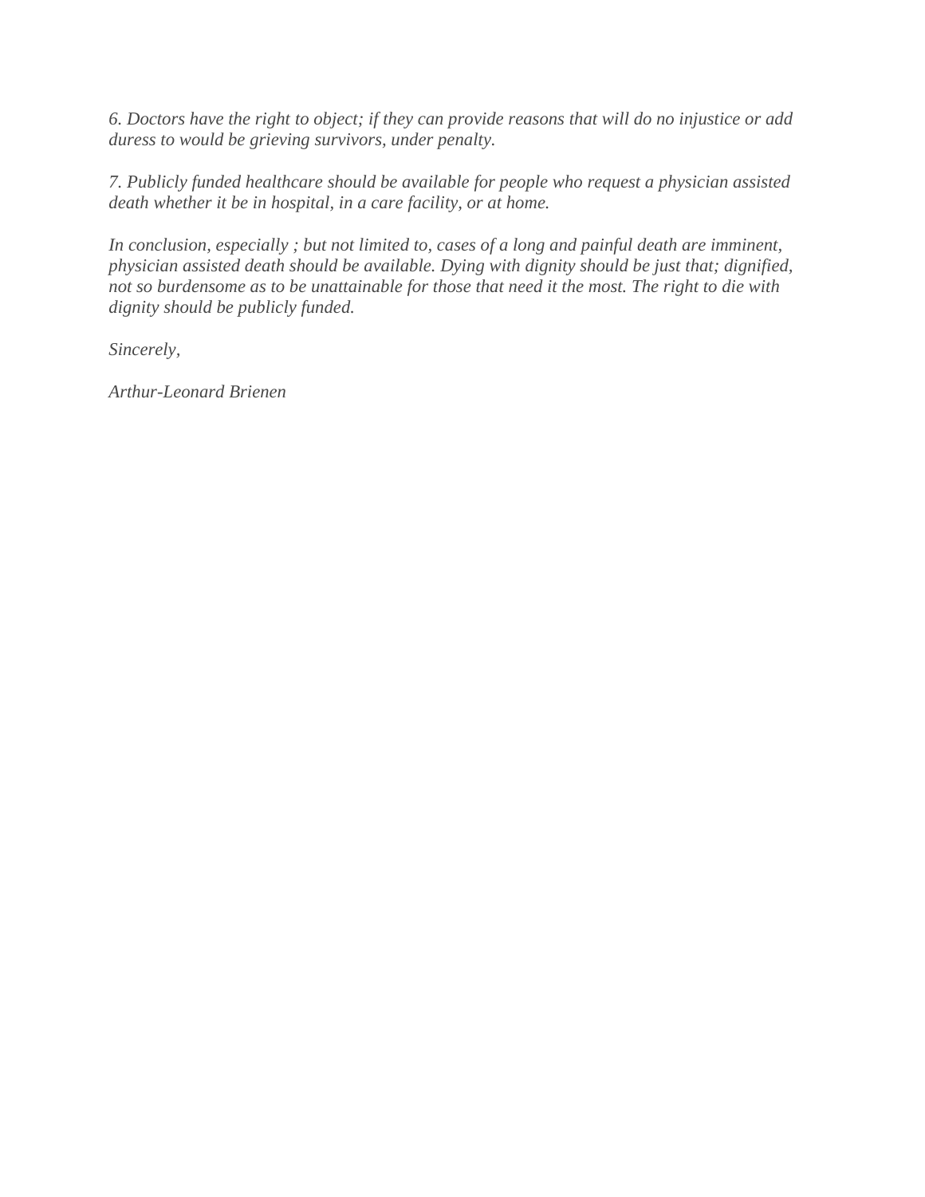*6. Doctors have the right to object; if they can provide reasons that will do no injustice or add duress to would be grieving survivors, under penalty.*

*7. Publicly funded healthcare should be available for people who request a physician assisted death whether it be in hospital, in a care facility, or at home.*

*In conclusion, especially ; but not limited to, cases of a long and painful death are imminent, physician assisted death should be available. Dying with dignity should be just that; dignified, not so burdensome as to be unattainable for those that need it the most. The right to die with dignity should be publicly funded.*

*Sincerely,*

*Arthur-Leonard Brienen*